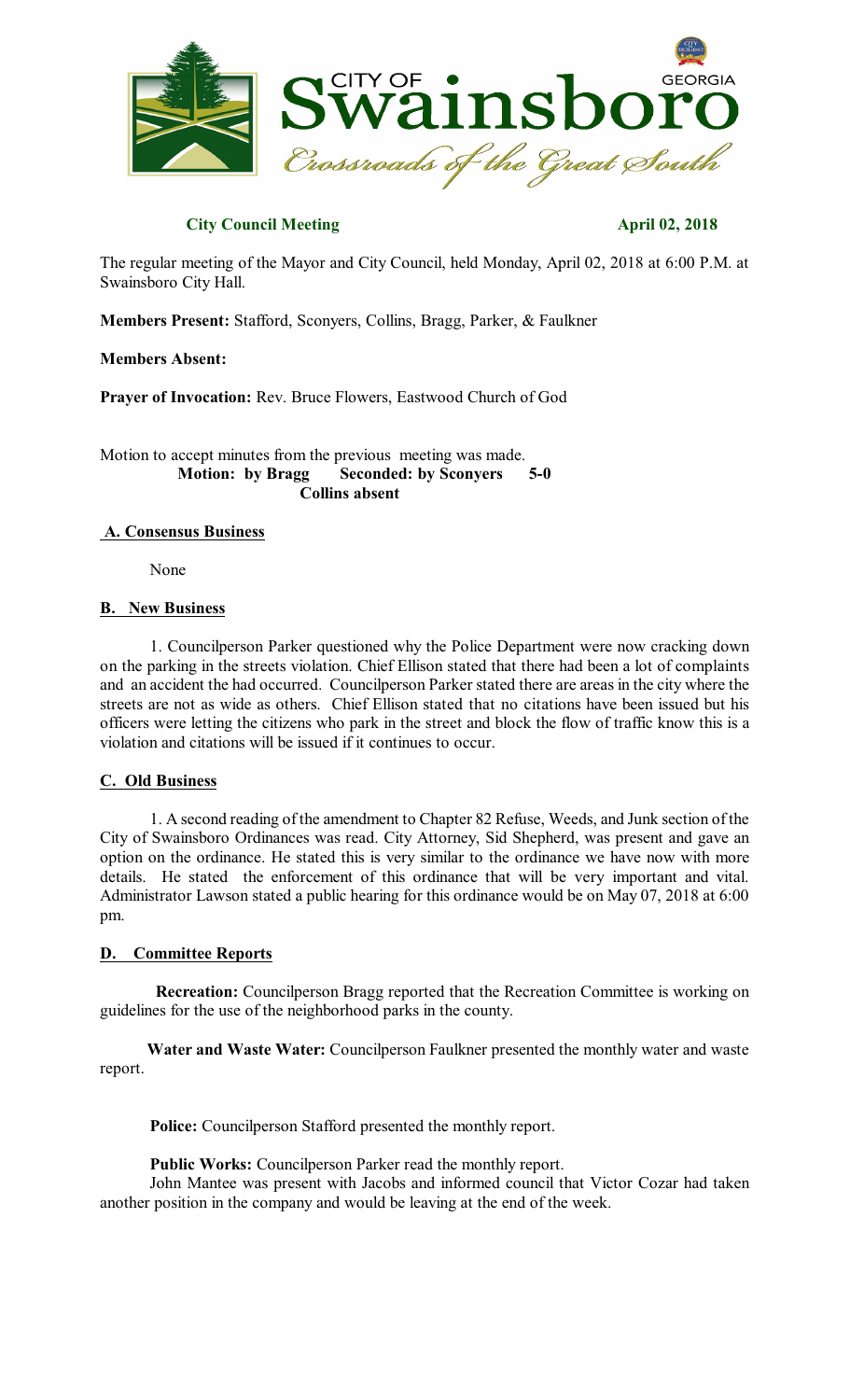**City Council Meeting** **April 02, 2018**

The regular meeting of the Mayor and City Council, held Monday, April 02, 2018 at 6:00 P.M. at Swainsboro City Hall.

**Members Present:** Stafford, Sconyers, Collins, Bragg, Parker, & Faulkner

**Members Absent:**

**Prayer of Invocation:** Rev. Bruce Flowers, Eastwood Church of God

Motion to accept minutes from the previous meeting was made.

**Motion: by Bragg Seconded: by Sconyers 5-0**
**Collins absent**

## A. Consensus Business

None

## B. New Business

1. Councilperson Parker questioned why the Police Department were now cracking down on the parking in the streets violation. Chief Ellison stated that there had been a lot of complaints and an accident the had occurred. Councilperson Parker stated there are areas in the city where the streets are not as wide as others. Chief Ellison stated that no citations have been issued but his officers were letting the citizens who park in the street and block the flow of traffic know this is a violation and citations will be issued if it continues to occur.

## C. Old Business

1. A second reading of the amendment to Chapter 82 Refuse, Weeds, and Junk section of the City of Swainsboro Ordinances was read. City Attorney, Sid Shepherd, was present and gave an option on the ordinance. He stated this is very similar to the ordinance we have now with more details. He stated the enforcement of this ordinance that will be very important and vital. Administrator Lawson stated a public hearing for this ordinance would be on May 07, 2018 at 6:00 pm.

## D. Committee Reports

**Recreation:** Councilperson Bragg reported that the Recreation Committee is working on guidelines for the use of the neighborhood parks in the county.

**Water and Waste Water:** Councilperson Faulkner presented the monthly water and waste report.

**Police:** Councilperson Stafford presented the monthly report.

**Public Works:** Councilperson Parker read the monthly report.

John Mantee was present with Jacobs and informed council that Victor Cozar had taken another position in the company and would be leaving at the end of the week.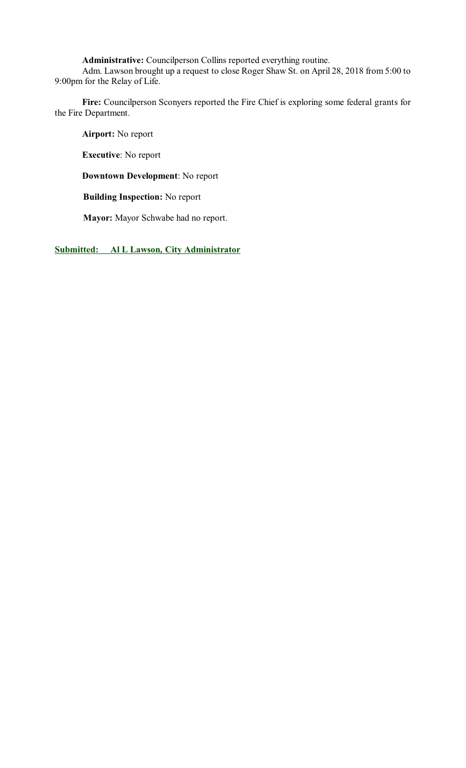**Administrative:** Councilperson Collins reported everything routine.

Adm. Lawson brought up a request to close Roger Shaw St. on April 28, 2018 from 5:00 to 9:00pm for the Relay of Life.

**Fire:** Councilperson Sconyers reported the Fire Chief is exploring some federal grants for the Fire Department.

**Airport:** No report

**Executive**: No report

**Downtown Development**: No report

**Building Inspection:** No report

**Mayor:** Mayor Schwabe had no report.

**Submitted: Al L Lawson, City Administrator**